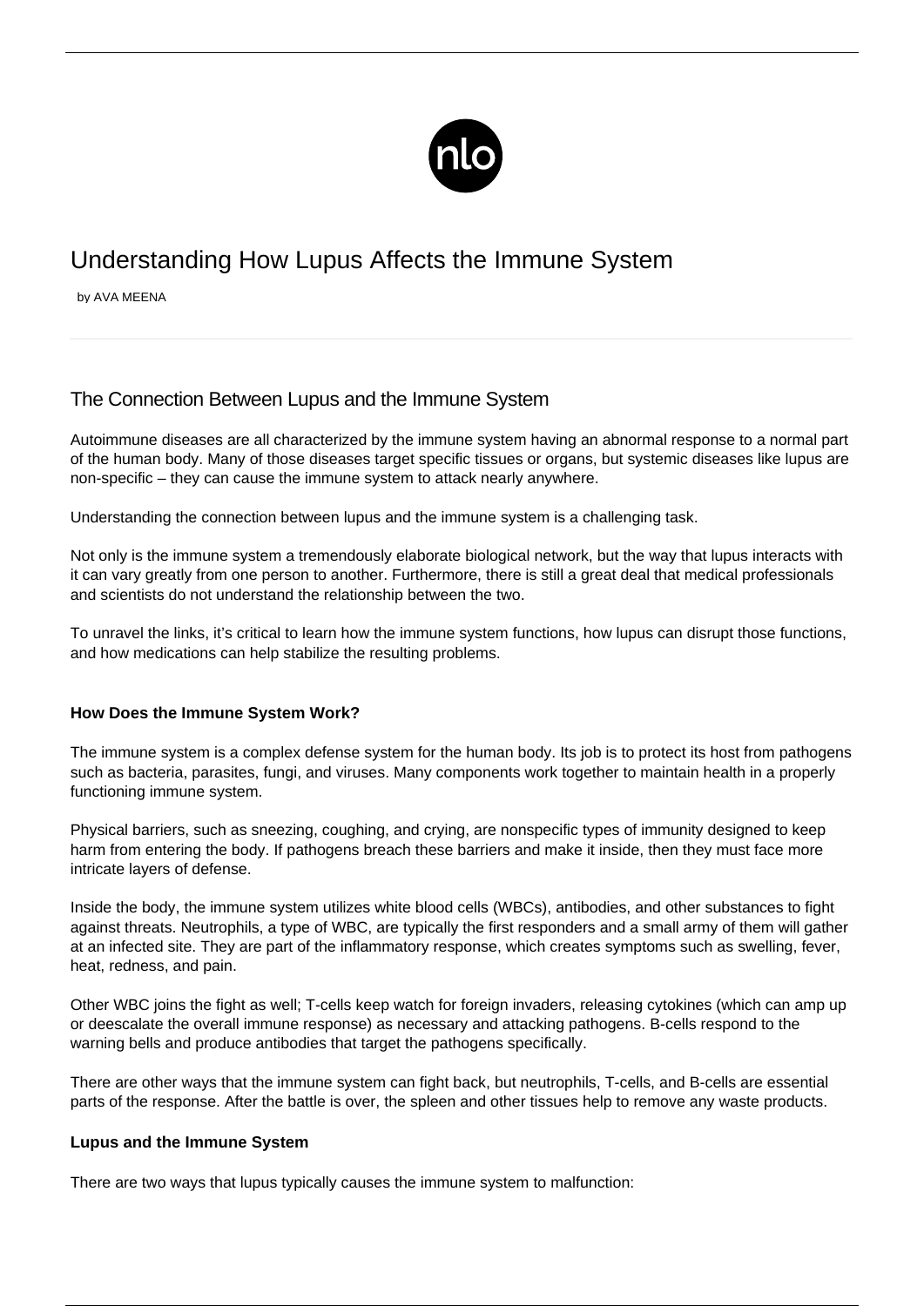# Understanding How Lupus Affects the Immune System

by AVA MEENA

## The Connection Between Lupus and the Immune System

Autoimmune diseases are all characterized by the immune system having an abnormal response to a normal part of the human body. Many of those diseases target specific tissues or organs, but systemic diseases like lupus are non-specific – they can cause the immune system to attack nearly anywhere.

Understanding the connection between lupus and the immune system is a challenging task.

Not only is the immune system a tremendously elaborate biological network, but the way that lupus interacts with it can vary greatly from one person to another. Furthermore, there is still a great deal that medical professionals and scientists do not understand the relationship between the two.

To unravel the links, it's critical to learn how the immune system functions, how lupus can disrupt those functions, and how medications can help stabilize the resulting problems.

### How Does the Immune System Work?

The immune system is a complex defense system for the human body. Its job is to protect its host from pathogens such as bacteria, parasites, fungi, and viruses. Many components work together to maintain health in a properly functioning immune system.

Physical barriers, such as sneezing, coughing, and crying, are nonspecific types of immunity designed to keep harm from entering the body. If pathogens breach these barriers and make it inside, then they must face more intricate layers of defense.

Inside the body, the immune system utilizes white blood cells (WBCs), antibodies, and other substances to fight against threats. Neutrophils, a type of WBC, are typically the first responders and a small army of them will gather at an infected site. They are part of the inflammatory response, which creates symptoms such as swelling, fever, heat, redness, and pain.

Other WBC joins the fight as well; T-cells keep watch for foreign invaders, releasing cytokines (which can amp up or deescalate the overall immune response) as necessary and attacking pathogens. B-cells respond to the warning bells and produce antibodies that target the pathogens specifically.

There are other ways that the immune system can fight back, but neutrophils, T-cells, and B-cells are essential parts of the response. After the battle is over, the spleen and other tissues help to remove any waste products.

### Lupus and the Immune System

There are two ways that lupus typically causes the immune system to malfunction: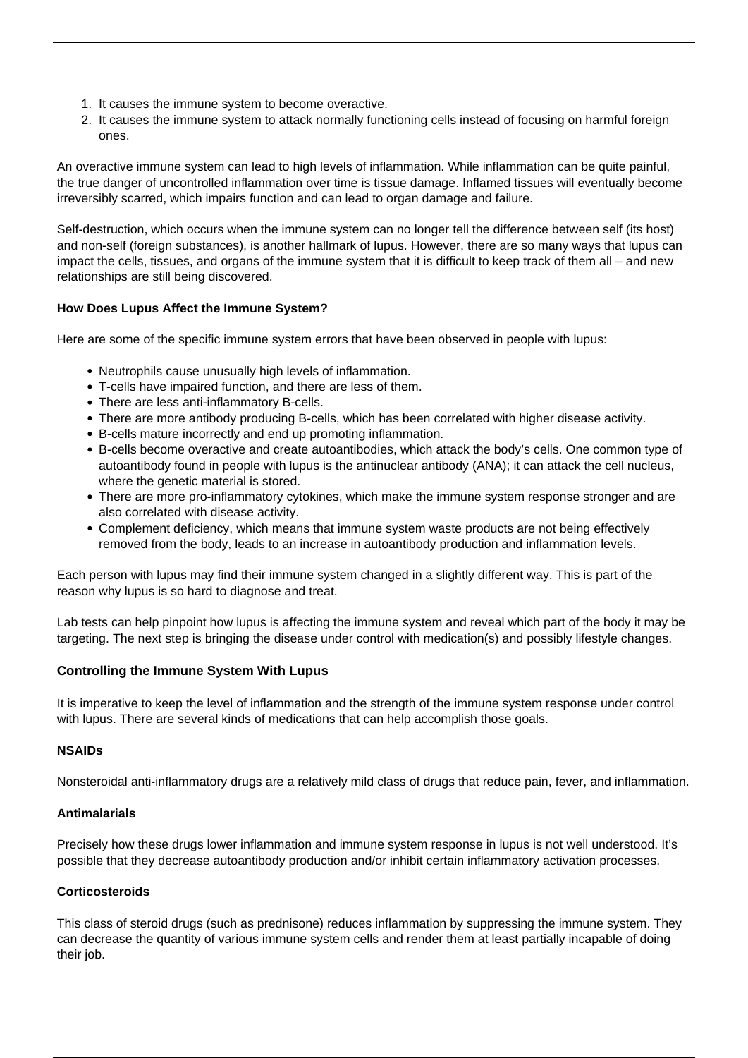1. It causes the immune system to become overactive.
2. It causes the immune system to attack normally functioning cells instead of focusing on harmful foreign ones.

An overactive immune system can lead to high levels of inflammation. While inflammation can be quite painful, the true danger of uncontrolled inflammation over time is tissue damage. Inflamed tissues will eventually become irreversibly scarred, which impairs function and can lead to organ damage and failure.

Self-destruction, which occurs when the immune system can no longer tell the difference between self (its host) and non-self (foreign substances), is another hallmark of lupus. However, there are so many ways that lupus can impact the cells, tissues, and organs of the immune system that it is difficult to keep track of them all – and new relationships are still being discovered.

**How Does Lupus Affect the Immune System?**

Here are some of the specific immune system errors that have been observed in people with lupus:

- Neutrophils cause unusually high levels of inflammation.
- T-cells have impaired function, and there are less of them.
- There are less anti-inflammatory B-cells.
- There are more antibody producing B-cells, which has been correlated with higher disease activity.
- B-cells mature incorrectly and end up promoting inflammation.
- B-cells become overactive and create autoantibodies, which attack the body's cells. One common type of autoantibody found in people with lupus is the antinuclear antibody (ANA); it can attack the cell nucleus, where the genetic material is stored.
- There are more pro-inflammatory cytokines, which make the immune system response stronger and are also correlated with disease activity.
- Complement deficiency, which means that immune system waste products are not being effectively removed from the body, leads to an increase in autoantibody production and inflammation levels.

Each person with lupus may find their immune system changed in a slightly different way. This is part of the reason why lupus is so hard to diagnose and treat.

Lab tests can help pinpoint how lupus is affecting the immune system and reveal which part of the body it may be targeting. The next step is bringing the disease under control with medication(s) and possibly lifestyle changes.

**Controlling the Immune System With Lupus**

It is imperative to keep the level of inflammation and the strength of the immune system response under control with lupus. There are several kinds of medications that can help accomplish those goals.

**NSAIDs**

Nonsteroidal anti-inflammatory drugs are a relatively mild class of drugs that reduce pain, fever, and inflammation.

**Antimalarials**

Precisely how these drugs lower inflammation and immune system response in lupus is not well understood. It's possible that they decrease autoantibody production and/or inhibit certain inflammatory activation processes.

**Corticosteroids**

This class of steroid drugs (such as prednisone) reduces inflammation by suppressing the immune system. They can decrease the quantity of various immune system cells and render them at least partially incapable of doing their job.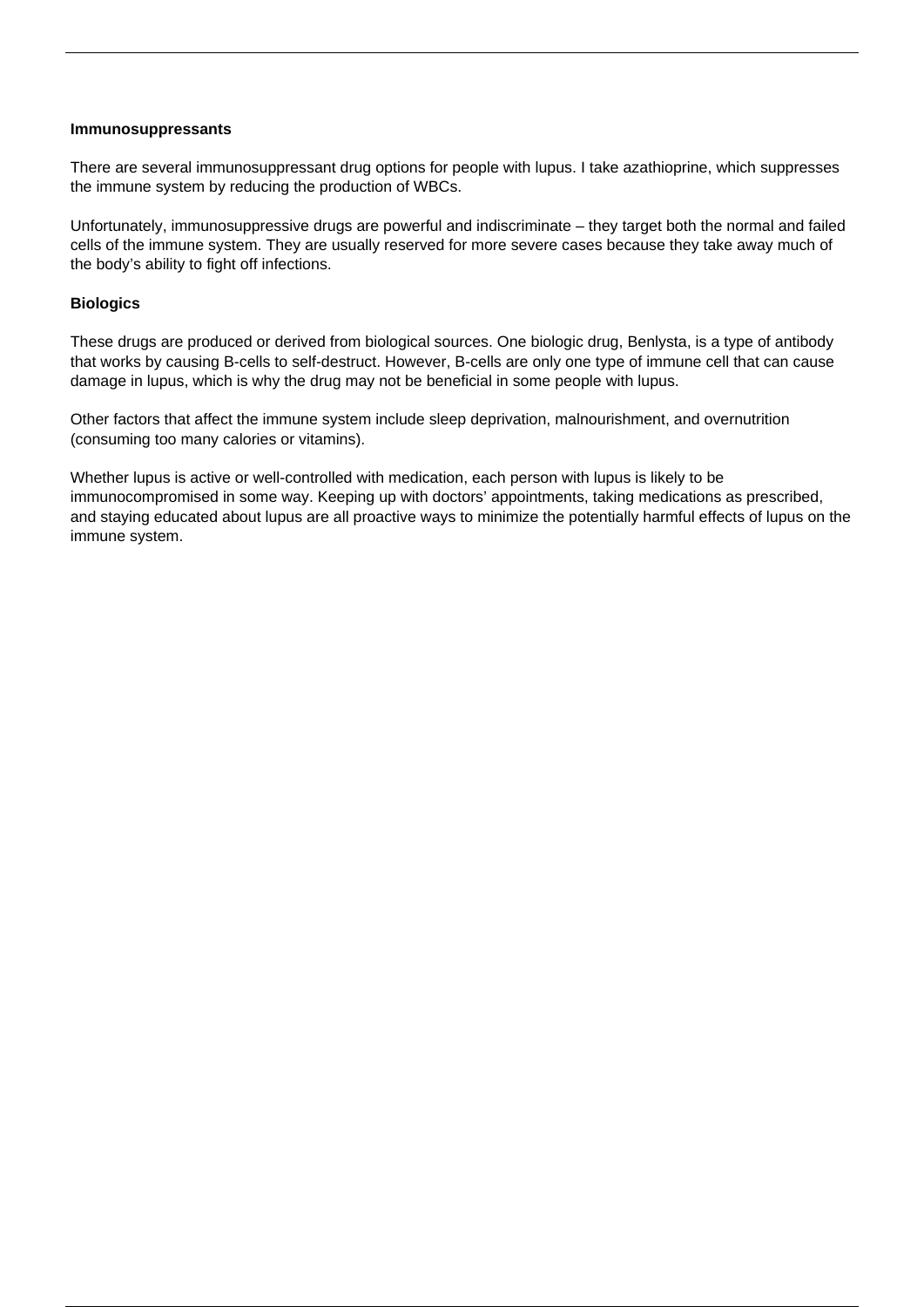**Immunosuppressants**

There are several immunosuppressant drug options for people with lupus. I take azathioprine, which suppresses the immune system by reducing the production of WBCs.

Unfortunately, immunosuppressive drugs are powerful and indiscriminate – they target both the normal and failed cells of the immune system. They are usually reserved for more severe cases because they take away much of the body's ability to fight off infections.

**Biologics**

These drugs are produced or derived from biological sources. One biologic drug, Benlysta, is a type of antibody that works by causing B-cells to self-destruct. However, B-cells are only one type of immune cell that can cause damage in lupus, which is why the drug may not be beneficial in some people with lupus.

Other factors that affect the immune system include sleep deprivation, malnourishment, and overnutrition (consuming too many calories or vitamins).

Whether lupus is active or well-controlled with medication, each person with lupus is likely to be immunocompromised in some way. Keeping up with doctors' appointments, taking medications as prescribed, and staying educated about lupus are all proactive ways to minimize the potentially harmful effects of lupus on the immune system.